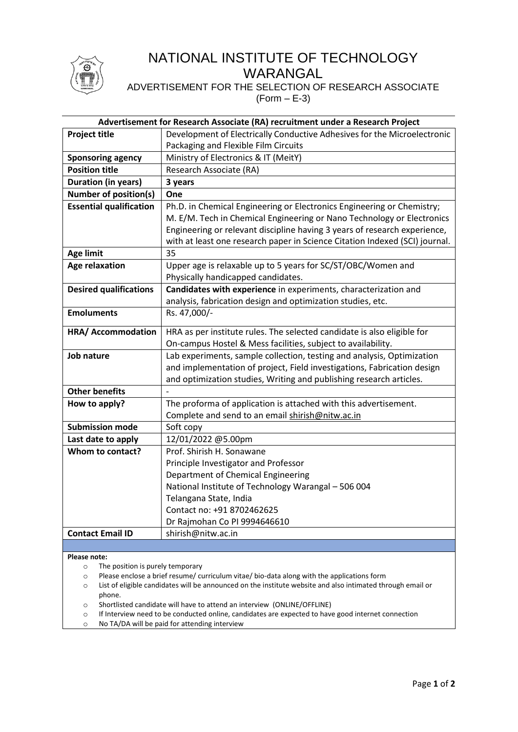# NATIONAL INSTITUTE OF TECHNOLOGY WARANGAL

ADVERTISEMENT FOR THE SELECTION OF RESEARCH ASSOCIATE

(Form – E-3)

| **Advertisement for Research Associate (RA) recruitment under a Research Project** | |
|---|---|
| **Project title** | Development of Electrically Conductive Adhesives for the Microelectronic Packaging and Flexible Film Circuits |
| **Sponsoring agency** | Ministry of Electronics & IT (MeitY) |
| **Position title** | Research Associate (RA) |
| **Duration (in years)** | **3 years** |
| **Number of position(s)** | **One** |
| **Essential qualification** | Ph.D. in Chemical Engineering or Electronics Engineering or Chemistry; M. E/M. Tech in Chemical Engineering or Nano Technology or Electronics Engineering or relevant discipline having 3 years of research experience, with at least one research paper in Science Citation Indexed (SCI) journal. |
| **Age limit** | 35 |
| **Age relaxation** | Upper age is relaxable up to 5 years for SC/ST/OBC/Women and Physically handicapped candidates. |
| **Desired qualifications** | **Candidates with experience** in experiments, characterization and analysis, fabrication design and optimization studies, etc. |
| **Emoluments** | Rs. 47,000/- |
| **HRA/ Accommodation** | HRA as per institute rules. The selected candidate is also eligible for On-campus Hostel & Mess facilities, subject to availability. |
| **Job nature** | Lab experiments, sample collection, testing and analysis, Optimization and implementation of project, Field investigations, Fabrication design and optimization studies, Writing and publishing research articles. |
| **Other benefits** | - |
| **How to apply?** | The proforma of application is attached with this advertisement. Complete and send to an email shirish@nitw.ac.in |
| **Submission mode** | Soft copy |
| **Last date to apply** | 12/01/2022 @5.00pm |
| **Whom to contact?** | Prof. Shirish H. Sonawane<br>Principle Investigator and Professor<br>Department of Chemical Engineering<br>National Institute of Technology Warangal – 506 004<br>Telangana State, India<br>Contact no: +91 8702462625<br>Dr Rajmohan Co PI 9994646610 |
| **Contact Email ID** | shirish@nitw.ac.in |

**Please note:**

- The position is purely temporary
- Please enclose a brief resume/ curriculum vitae/ bio-data along with the applications form
- List of eligible candidates will be announced on the institute website and also intimated through email or phone.
- Shortlisted candidate will have to attend an interview (ONLINE/OFFLINE)
- If Interview need to be conducted online, candidates are expected to have good internet connection
- No TA/DA will be paid for attending interview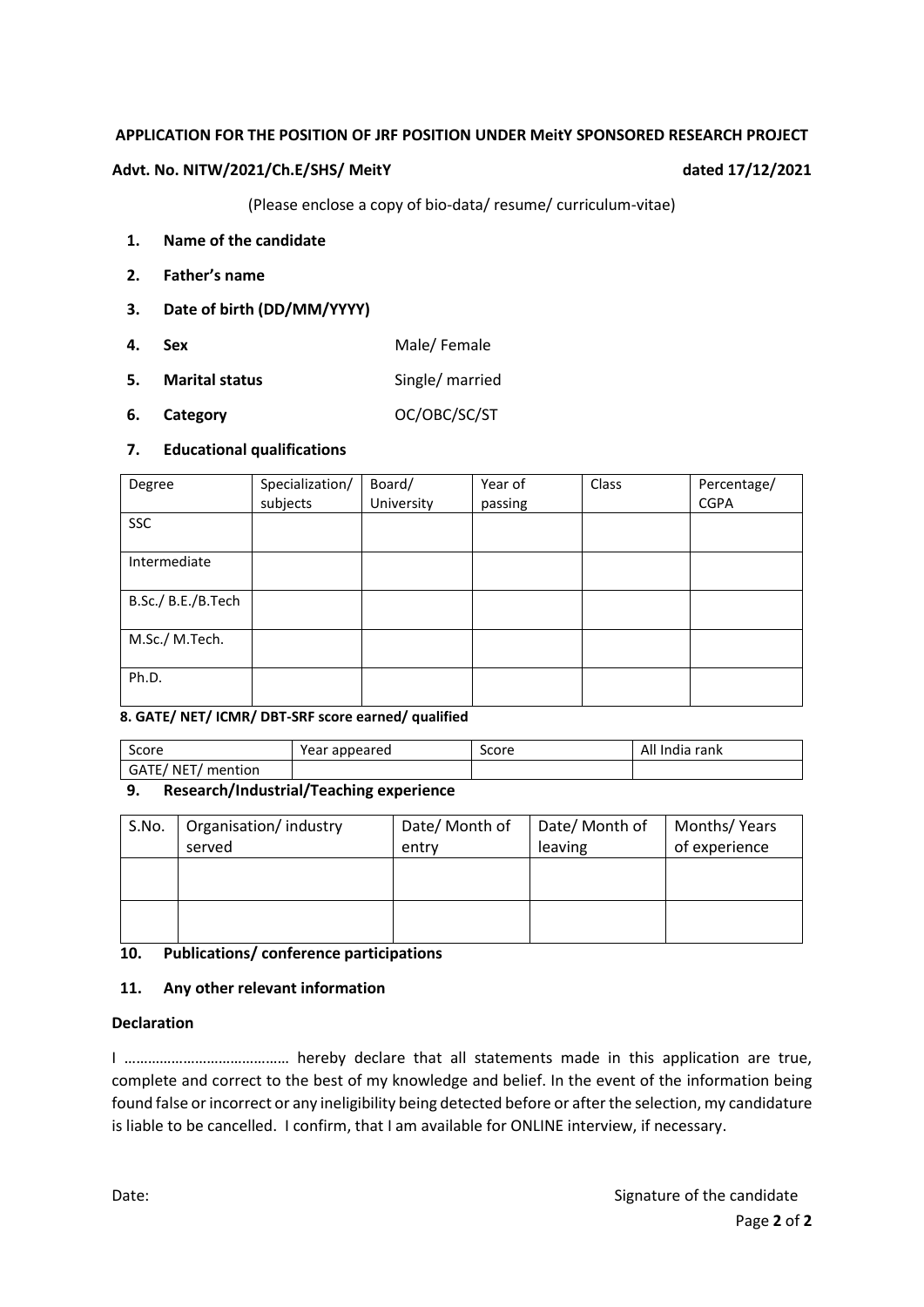**APPLICATION FOR THE POSITION OF JRF POSITION UNDER MeitY SPONSORED RESEARCH PROJECT**

**Advt. No. NITW/2021/Ch.E/SHS/ MeitY** **dated 17/12/2021**

(Please enclose a copy of bio-data/ resume/ curriculum-vitae)

1. **Name of the candidate**
2. **Father's name**
3. **Date of birth (DD/MM/YYYY)**
4. **Sex** Male/ Female
5. **Marital status** Single/ married
6. **Category** OC/OBC/SC/ST
7. **Educational qualifications**

| Degree | Specialization/ subjects | Board/ University | Year of passing | Class | Percentage/ CGPA |
|---|---|---|---|---|---|
| SSC | | | | | |
| Intermediate | | | | | |
| B.Sc./ B.E./B.Tech | | | | | |
| M.Sc./ M.Tech. | | | | | |
| Ph.D. | | | | | |

**8. GATE/ NET/ ICMR/ DBT-SRF score earned/ qualified**

| Score | Year appeared | Score | All India rank |
|---|---|---|---|
| GATE/ NET/ mention | | | |

9. **Research/Industrial/Teaching experience**

| S.No. | Organisation/ industry served | Date/ Month of entry | Date/ Month of leaving | Months/ Years of experience |
|---|---|---|---|---|
| | | | | |
| | | | | |

10. **Publications/ conference participations**
11. **Any other relevant information**

**Declaration**

I …………………………………… hereby declare that all statements made in this application are true, complete and correct to the best of my knowledge and belief. In the event of the information being found false or incorrect or any ineligibility being detected before or after the selection, my candidature is liable to be cancelled. I confirm, that I am available for ONLINE interview, if necessary.

Date: Signature of the candidate